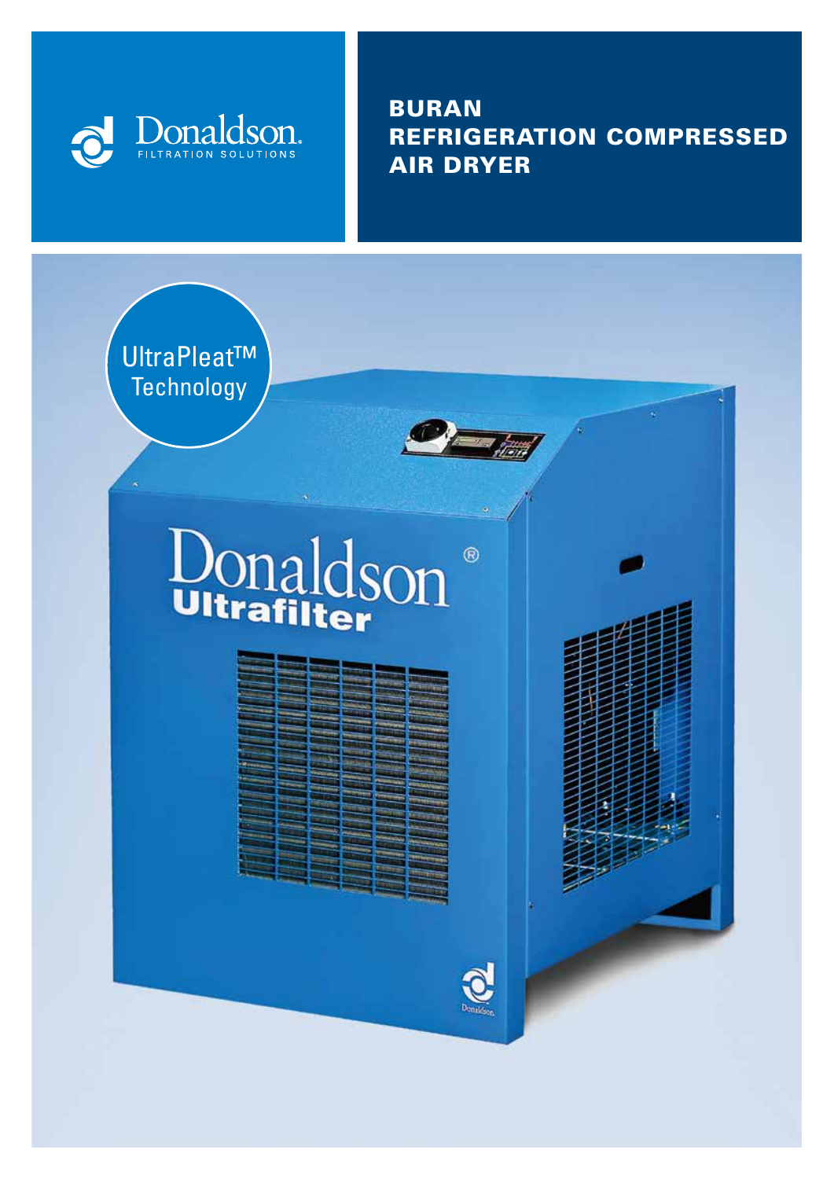Donaldson.
FILTRATION SOLUTIONS

# BURAN REFRIGERATION COMPRESSED AIR DRYER

UltraPleat™ Technology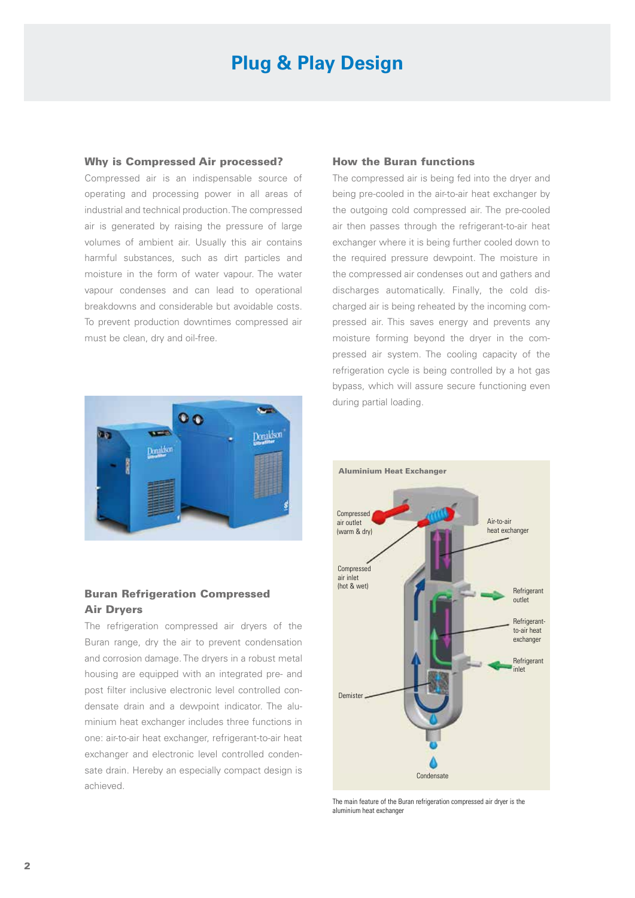# Plug & Play Design

### Why is Compressed Air processed?

Compressed air is an indispensable source of operating and processing power in all areas of industrial and technical production. The compressed air is generated by raising the pressure of large volumes of ambient air. Usually this air contains harmful substances, such as dirt particles and moisture in the form of water vapour. The water vapour condenses and can lead to operational breakdowns and considerable but avoidable costs. To prevent production downtimes compressed air must be clean, dry and oil-free.

### Buran Refrigeration Compressed Air Dryers

The refrigeration compressed air dryers of the Buran range, dry the air to prevent condensation and corrosion damage. The dryers in a robust metal housing are equipped with an integrated pre- and post filter inclusive electronic level controlled condensate drain and a dewpoint indicator. The aluminium heat exchanger includes three functions in one: air-to-air heat exchanger, refrigerant-to-air heat exchanger and electronic level controlled condensate drain. Hereby an especially compact design is achieved.

### How the Buran functions

The compressed air is being fed into the dryer and being pre-cooled in the air-to-air heat exchanger by the outgoing cold compressed air. The pre-cooled air then passes through the refrigerant-to-air heat exchanger where it is being further cooled down to the required pressure dewpoint. The moisture in the compressed air condenses out and gathers and discharges automatically. Finally, the cold discharged air is being reheated by the incoming compressed air. This saves energy and prevents any moisture forming beyond the dryer in the compressed air system. The cooling capacity of the refrigeration cycle is being controlled by a hot gas bypass, which will assure secure functioning even during partial loading.

**Aluminium Heat Exchanger**

Compressed air outlet (warm & dry)

Air-to-air heat exchanger

Compressed air inlet (hot & wet)

Refrigerant outlet

Refrigerant-to-air heat exchanger

Refrigerant inlet

Demister

Condensate

The main feature of the Buran refrigeration compressed air dryer is the aluminium heat exchanger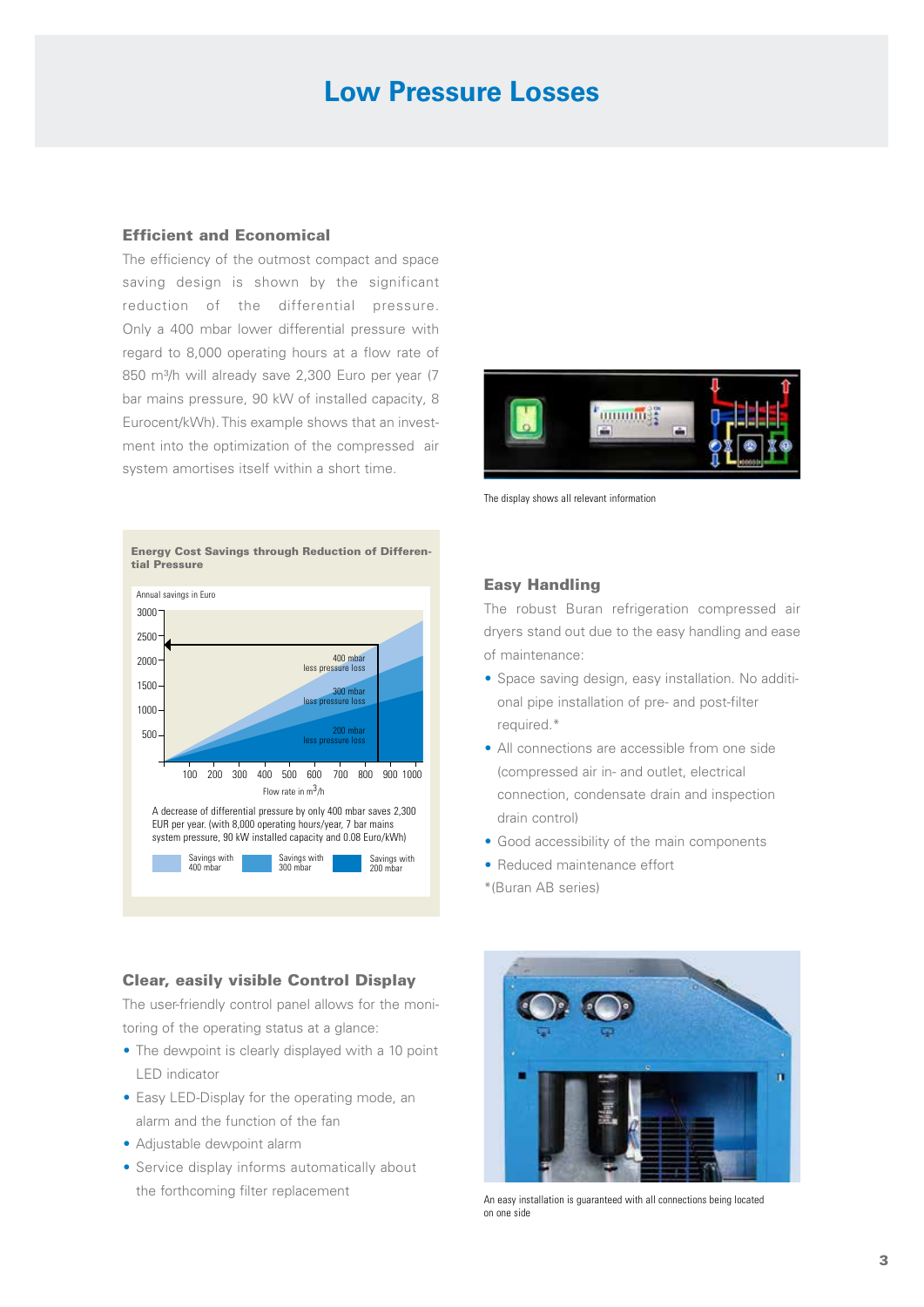# Low Pressure Losses

### Efficient and Economical

The efficiency of the outmost compact and space saving design is shown by the significant reduction of the differential pressure. Only a 400 mbar lower differential pressure with regard to 8,000 operating hours at a flow rate of 850 m³/h will already save 2,300 Euro per year (7 bar mains pressure, 90 kW of installed capacity, 8 Eurocent/kWh). This example shows that an investment into the optimization of the compressed air system amortises itself within a short time.

**Energy Cost Savings through Reduction of Differential Pressure**

Annual savings in Euro

3000, 2500, 2000, 1500, 1000, 500

400 mbar less pressure loss

300 mbar less pressure loss

200 mbar less pressure loss

100, 200, 300, 400, 500, 600, 700, 800, 900, 1000

Flow rate in m³/h

A decrease of differential pressure by only 400 mbar saves 2,300 EUR per year. (with 8,000 operating hours/year, 7 bar mains system pressure, 90 kW installed capacity and 0.08 Euro/kWh)

Savings with 400 mbar | Savings with 300 mbar | Savings with 200 mbar

The display shows all relevant information

### Easy Handling

The robust Buran refrigeration compressed air dryers stand out due to the easy handling and ease of maintenance:

- Space saving design, easy installation. No additional pipe installation of pre- and post-filter required.*
- All connections are accessible from one side (compressed air in- and outlet, electrical connection, condensate drain and inspection drain control)
- Good accessibility of the main components
- Reduced maintenance effort

*(Buran AB series)

### Clear, easily visible Control Display

The user-friendly control panel allows for the monitoring of the operating status at a glance:

- The dewpoint is clearly displayed with a 10 point LED indicator
- Easy LED-Display for the operating mode, an alarm and the function of the fan
- Adjustable dewpoint alarm
- Service display informs automatically about the forthcoming filter replacement

An easy installation is guaranteed with all connections being located on one side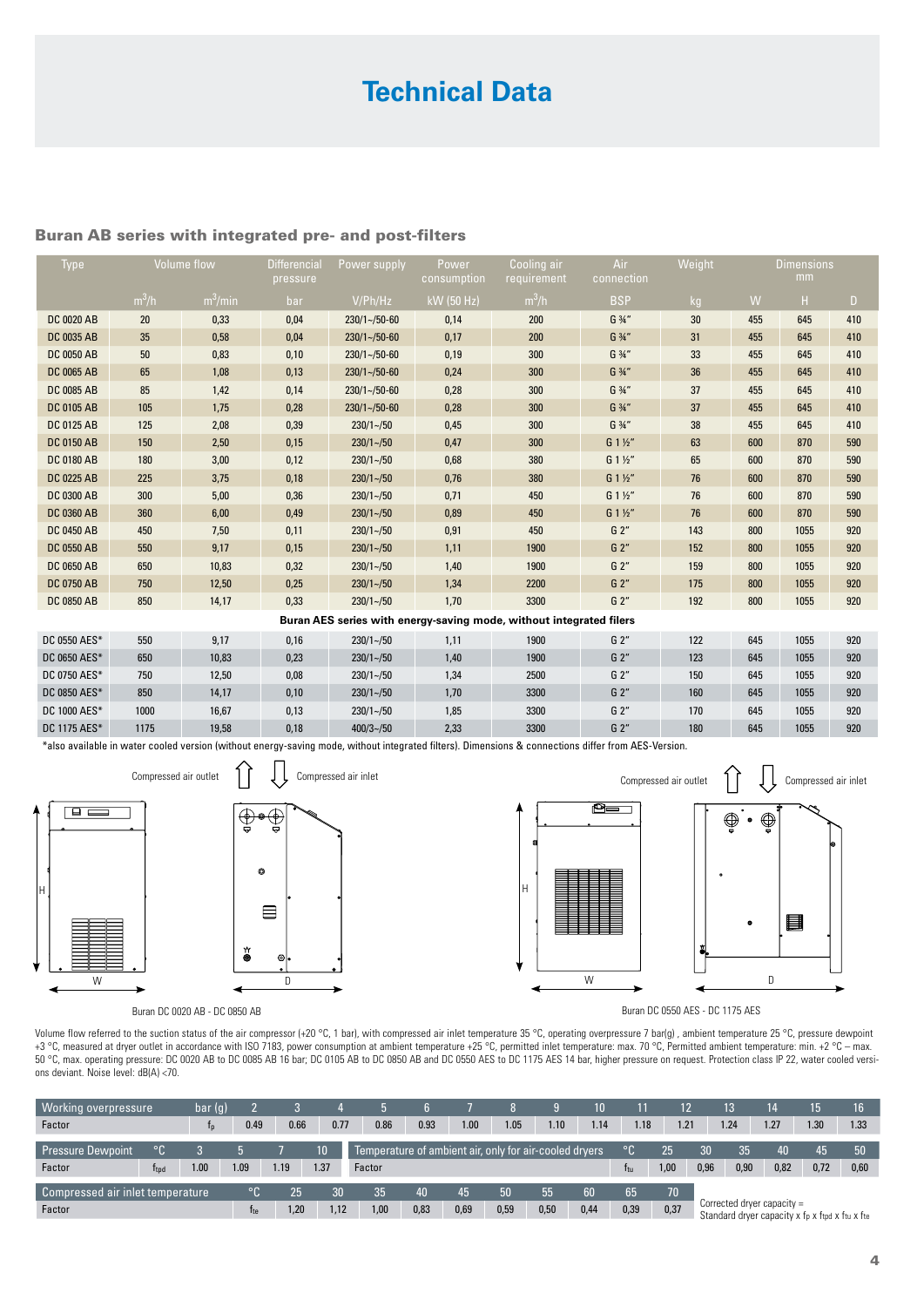# Technical Data

## Buran AB series with integrated pre- and post-filters

| Type | Volume flow | | Differencial pressure | Power supply | Power consumption | Cooling air requirement | Air connection | Weight | Dimensions mm | | |
|---|---|---|---|---|---|---|---|---|---|---|---|
| | $m^3/h$ | $m^3/min$ | bar | V/Ph/Hz | kW (50 Hz) | $m^3/h$ | BSP | kg | W | H | D |
| DC 0020 AB | 20 | 0,33 | 0,04 | 230/1~/50-60 | 0,14 | 200 | G ¾" | 30 | 455 | 645 | 410 |
| DC 0035 AB | 35 | 0,58 | 0,04 | 230/1~/50-60 | 0,17 | 200 | G ¾" | 31 | 455 | 645 | 410 |
| DC 0050 AB | 50 | 0,83 | 0,10 | 230/1~/50-60 | 0,19 | 300 | G ¾" | 33 | 455 | 645 | 410 |
| DC 0065 AB | 65 | 1,08 | 0,13 | 230/1~/50-60 | 0,24 | 300 | G ¾" | 36 | 455 | 645 | 410 |
| DC 0085 AB | 85 | 1,42 | 0,14 | 230/1~/50-60 | 0,28 | 300 | G ¾" | 37 | 455 | 645 | 410 |
| DC 0105 AB | 105 | 1,75 | 0,28 | 230/1~/50-60 | 0,28 | 300 | G ¾" | 37 | 455 | 645 | 410 |
| DC 0125 AB | 125 | 2,08 | 0,39 | 230/1~/50 | 0,45 | 300 | G ¾" | 38 | 455 | 645 | 410 |
| DC 0150 AB | 150 | 2,50 | 0,15 | 230/1~/50 | 0,47 | 300 | G 1 ½" | 63 | 600 | 870 | 590 |
| DC 0180 AB | 180 | 3,00 | 0,12 | 230/1~/50 | 0,68 | 380 | G 1 ½" | 65 | 600 | 870 | 590 |
| DC 0225 AB | 225 | 3,75 | 0,18 | 230/1~/50 | 0,76 | 380 | G 1 ½" | 76 | 600 | 870 | 590 |
| DC 0300 AB | 300 | 5,00 | 0,36 | 230/1~/50 | 0,71 | 450 | G 1 ½" | 76 | 600 | 870 | 590 |
| DC 0360 AB | 360 | 6,00 | 0,49 | 230/1~/50 | 0,89 | 450 | G 1 ½" | 76 | 600 | 870 | 590 |
| DC 0450 AB | 450 | 7,50 | 0,11 | 230/1~/50 | 0,91 | 450 | G 2" | 143 | 800 | 1055 | 920 |
| DC 0550 AB | 550 | 9,17 | 0,15 | 230/1~/50 | 1,11 | 1900 | G 2" | 152 | 800 | 1055 | 920 |
| DC 0650 AB | 650 | 10,83 | 0,32 | 230/1~/50 | 1,40 | 1900 | G 2" | 159 | 800 | 1055 | 920 |
| DC 0750 AB | 750 | 12,50 | 0,25 | 230/1~/50 | 1,34 | 2200 | G 2" | 175 | 800 | 1055 | 920 |
| DC 0850 AB | 850 | 14,17 | 0,33 | 230/1~/50 | 1,70 | 3300 | G 2" | 192 | 800 | 1055 | 920 |
| **Buran AES series with energy-saving mode, without integrated filers** | | | | | | | | | | | |
| DC 0550 AES* | 550 | 9,17 | 0,16 | 230/1~/50 | 1,11 | 1900 | G 2" | 122 | 645 | 1055 | 920 |
| DC 0650 AES* | 650 | 10,83 | 0,23 | 230/1~/50 | 1,40 | 1900 | G 2" | 123 | 645 | 1055 | 920 |
| DC 0750 AES* | 750 | 12,50 | 0,08 | 230/1~/50 | 1,34 | 2500 | G 2" | 150 | 645 | 1055 | 920 |
| DC 0850 AES* | 850 | 14,17 | 0,10 | 230/1~/50 | 1,70 | 3300 | G 2" | 160 | 645 | 1055 | 920 |
| DC 1000 AES* | 1000 | 16,67 | 0,13 | 230/1~/50 | 1,85 | 3300 | G 2" | 170 | 645 | 1055 | 920 |
| DC 1175 AES* | 1175 | 19,58 | 0,18 | 400/3~/50 | 2,33 | 3300 | G 2" | 180 | 645 | 1055 | 920 |

*also available in water cooled version (without energy-saving mode, without integrated filters). Dimensions & connections differ from AES-Version.

Compressed air outlet / Compressed air inlet

Buran DC 0020 AB - DC 0850 AB

Compressed air outlet / Compressed air inlet

Buran DC 0550 AES - DC 1175 AES

Volume flow referred to the suction status of the air compressor (+20 °C, 1 bar), with compressed air inlet temperature 35 °C, operating overpressure 7 bar(g) , ambient temperature 25 °C, pressure dewpoint +3 °C, measured at dryer outlet in accordance with ISO 7183, power consumption at ambient temperature +25 °C, permitted inlet temperature: max. 70 °C, Permitted ambient temperature: min. +2 °C – max. 50 °C, max. operating pressure: DC 0020 AB to DC 0085 AB 16 bar; DC 0105 AB to DC 0850 AB and DC 0550 AES to DC 1175 AES 14 bar, higher pressure on request. Protection class IP 22, water cooled versions deviant. Noise level: dB(A) <70.

| Working overpressure | bar (g) | 2 | 3 | 4 | 5 | 6 | 7 | 8 | 9 | 10 | 11 | 12 | 13 | 14 | 15 | 16 |
|---|---|---|---|---|---|---|---|---|---|---|---|---|---|---|---|---|
| Factor | $f_p$ | 0.49 | 0.66 | 0.77 | 0.86 | 0.93 | 1.00 | 1.05 | 1.10 | 1.14 | 1.18 | 1.21 | 1.24 | 1.27 | 1.30 | 1.33 |

| Pressure Dewpoint | °C | 3 | 5 | 7 | 10 |
|---|---|---|---|---|---|
| Factor | $f_{tpd}$ | 1.00 | 1.09 | 1.19 | 1.37 |

| Temperature of ambient air, only for air-cooled dryers | °C | 25 | 30 | 35 | 40 | 45 | 50 |
|---|---|---|---|---|---|---|---|
| Factor | $f_{tu}$ | 1,00 | 0,96 | 0,90 | 0,82 | 0,72 | 0,60 |

| Compressed air inlet temperature | °C | 25 | 30 | 35 | 40 | 45 | 50 | 55 | 60 | 65 | 70 |
|---|---|---|---|---|---|---|---|---|---|---|---|
| Factor | $f_{te}$ | 1,20 | 1,12 | 1,00 | 0,83 | 0,69 | 0,59 | 0,50 | 0,44 | 0,39 | 0,37 |

Corrected dryer capacity = Standard dryer capacity x $f_p$ x $f_{tpd}$ x $f_{tu}$ x $f_{te}$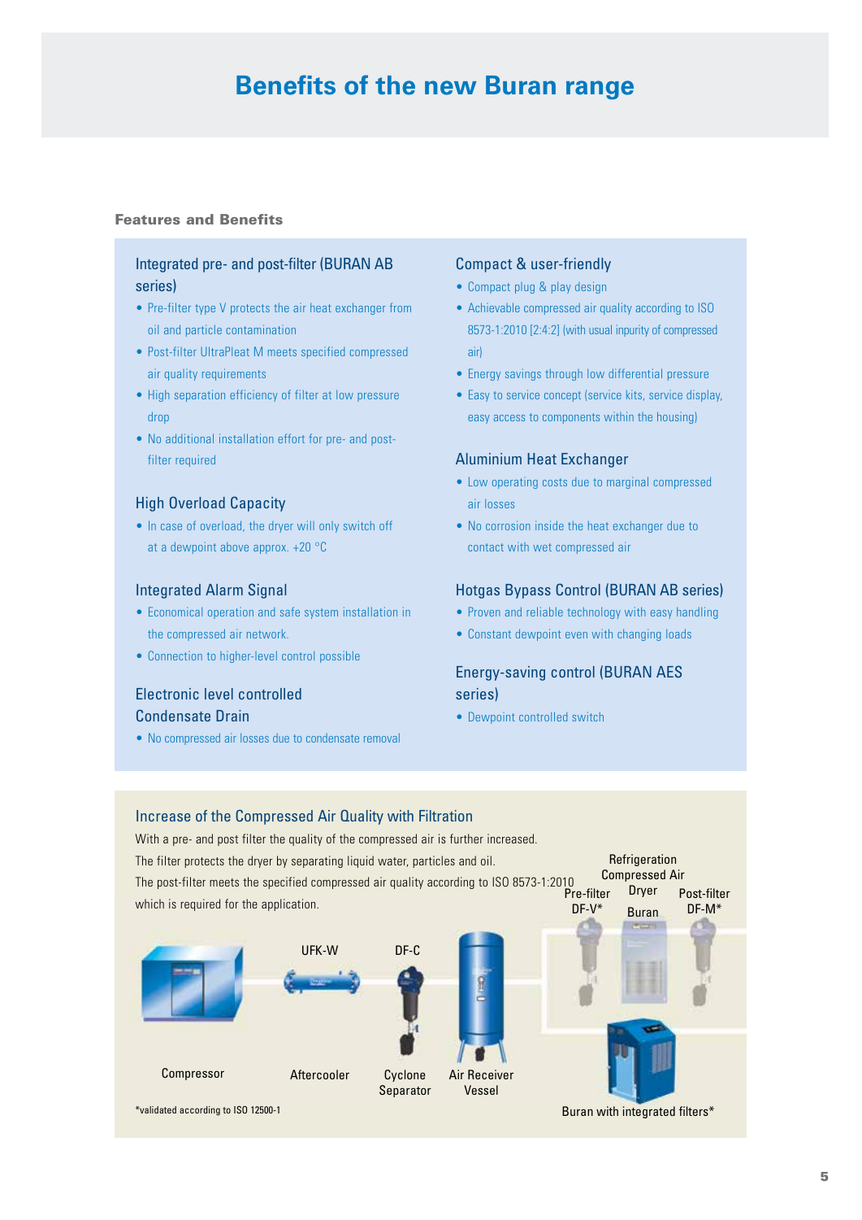# Benefits of the new Buran range

**Features and Benefits**

### Integrated pre- and post-filter (BURAN AB series)

- Pre-filter type V protects the air heat exchanger from oil and particle contamination
- Post-filter UltraPleat M meets specified compressed air quality requirements
- High separation efficiency of filter at low pressure drop
- No additional installation effort for pre- and post-filter required

### High Overload Capacity

- In case of overload, the dryer will only switch off at a dewpoint above approx. +20 °C

### Integrated Alarm Signal

- Economical operation and safe system installation in the compressed air network.
- Connection to higher-level control possible

### Electronic level controlled Condensate Drain

- No compressed air losses due to condensate removal

### Compact & user-friendly

- Compact plug & play design
- Achievable compressed air quality according to ISO 8573-1:2010 [2:4:2] (with usual inpurity of compressed air)
- Energy savings through low differential pressure
- Easy to service concept (service kits, service display, easy access to components within the housing)

### Aluminium Heat Exchanger

- Low operating costs due to marginal compressed air losses
- No corrosion inside the heat exchanger due to contact with wet compressed air

### Hotgas Bypass Control (BURAN AB series)

- Proven and reliable technology with easy handling
- Constant dewpoint even with changing loads

### Energy-saving control (BURAN AES series)

- Dewpoint controlled switch

### Increase of the Compressed Air Quality with Filtration

With a pre- and post filter the quality of the compressed air is further increased.
The filter protects the dryer by separating liquid water, particles and oil.
The post-filter meets the specified compressed air quality according to ISO 8573-1:2010 which is required for the application.

Compressor — UFK-W Aftercooler — DF-C Cyclone Separator — Air Receiver Vessel — Pre-filter DF-V* — Refrigeration Compressed Air Dryer Buran — Post-filter DF-M*

Buran with integrated filters*

*validated according to ISO 12500-1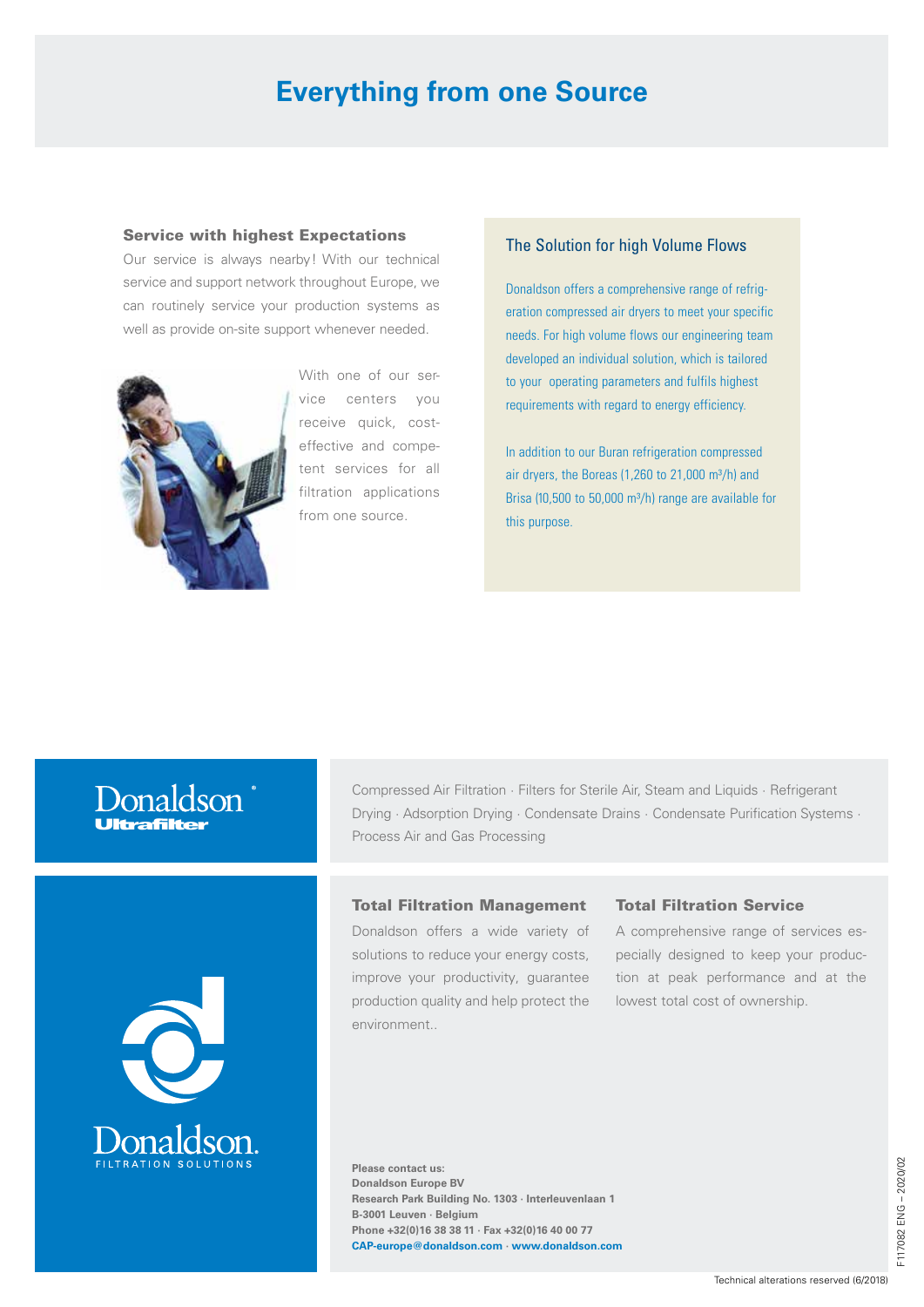# Everything from one Source

### Service with highest Expectations

Our service is always nearby! With our technical service and support network throughout Europe, we can routinely service your production systems as well as provide on-site support whenever needed.

With one of our service centers you receive quick, cost-effective and competent services for all filtration applications from one source.

### The Solution for high Volume Flows

Donaldson offers a comprehensive range of refrigeration compressed air dryers to meet your specific needs. For high volume flows our engineering team developed an individual solution, which is tailored to your operating parameters and fulfils highest requirements with regard to energy efficiency.

In addition to our Buran refrigeration compressed air dryers, the Boreas (1,260 to 21,000 $m^3/h$) and Brisa (10,500 to 50,000 $m^3/h$) range are available for this purpose.

Donaldson® Ultrafilter

Compressed Air Filtration · Filters for Sterile Air, Steam and Liquids · Refrigerant Drying · Adsorption Drying · Condensate Drains · Condensate Purification Systems · Process Air and Gas Processing

### Total Filtration Management

Donaldson offers a wide variety of solutions to reduce your energy costs, improve your productivity, guarantee production quality and help protect the environment..

### Total Filtration Service

A comprehensive range of services especially designed to keep your production at peak performance and at the lowest total cost of ownership.

Donaldson.
FILTRATION SOLUTIONS

**Please contact us:**
**Donaldson Europe BV**
**Research Park Building No. 1303 · Interleuvenlaan 1**
**B-3001 Leuven · Belgium**
**Phone +32(0)16 38 38 11 · Fax +32(0)16 40 00 77**
**CAP-europe@donaldson.com · www.donaldson.com**

F117082 ENG – 2020/02

Technical alterations reserved (6/2018)